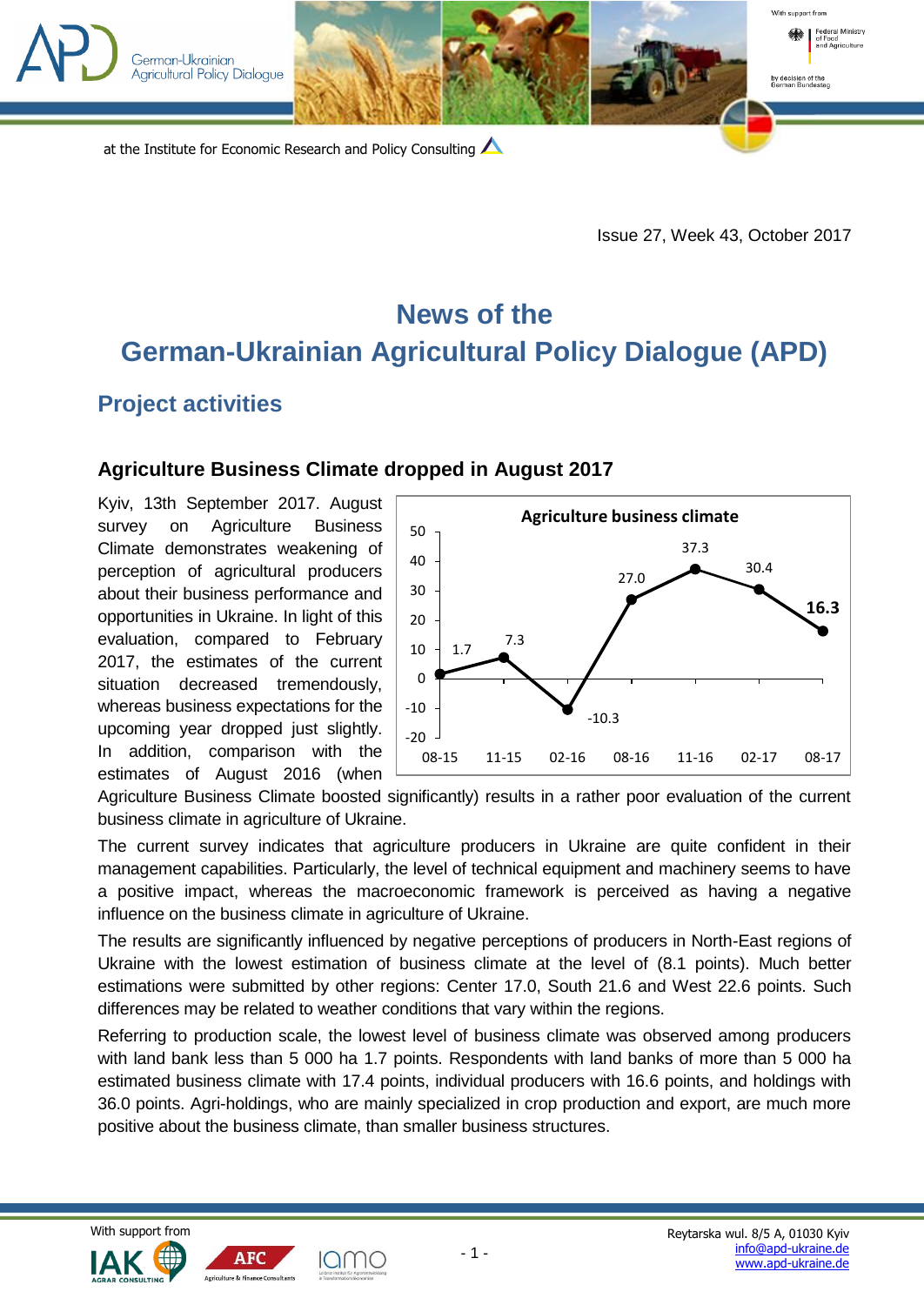Issue 27, Week 43, October 2017

# News of the German-Ukrainian Agricultural Policy Dialogue (APD)

## Project activities

### Agriculture Business Climate dropped in August 2017

Kyiv, 13th September 2017. August survey on Agriculture Business Climate demonstrates weakening of perception of agricultural producers about their business performance and opportunities in Ukraine. In light of this evaluation, compared to February 2017, the estimates of the current situation decreased tremendously, whereas business expectations for the upcoming year dropped just slightly. In addition, comparison with the estimates of August 2016 (when Agriculture Business Climate boosted significantly) results in a rather poor evaluation of the current business climate in agriculture of Ukraine.

**Agriculture business climate**

| 08-15 | 11-15 | 02-16 | 08-16 | 11-16 | 02-17 | 08-17 |
|---|---|---|---|---|---|---|
| 1.7 | 7.3 | -10.3 | 27.0 | 37.3 | 30.4 | **16.3** |

The current survey indicates that agriculture producers in Ukraine are quite confident in their management capabilities. Particularly, the level of technical equipment and machinery seems to have a positive impact, whereas the macroeconomic framework is perceived as having a negative influence on the business climate in agriculture of Ukraine.

The results are significantly influenced by negative perceptions of producers in North-East regions of Ukraine with the lowest estimation of business climate at the level of (8.1 points). Much better estimations were submitted by other regions: Center 17.0, South 21.6 and West 22.6 points. Such differences may be related to weather conditions that vary within the regions.

Referring to production scale, the lowest level of business climate was observed among producers with land bank less than 5 000 ha 1.7 points. Respondents with land banks of more than 5 000 ha estimated business climate with 17.4 points, individual producers with 16.6 points, and holdings with 36.0 points. Agri-holdings, who are mainly specialized in crop production and export, are much more positive about the business climate, than smaller business structures.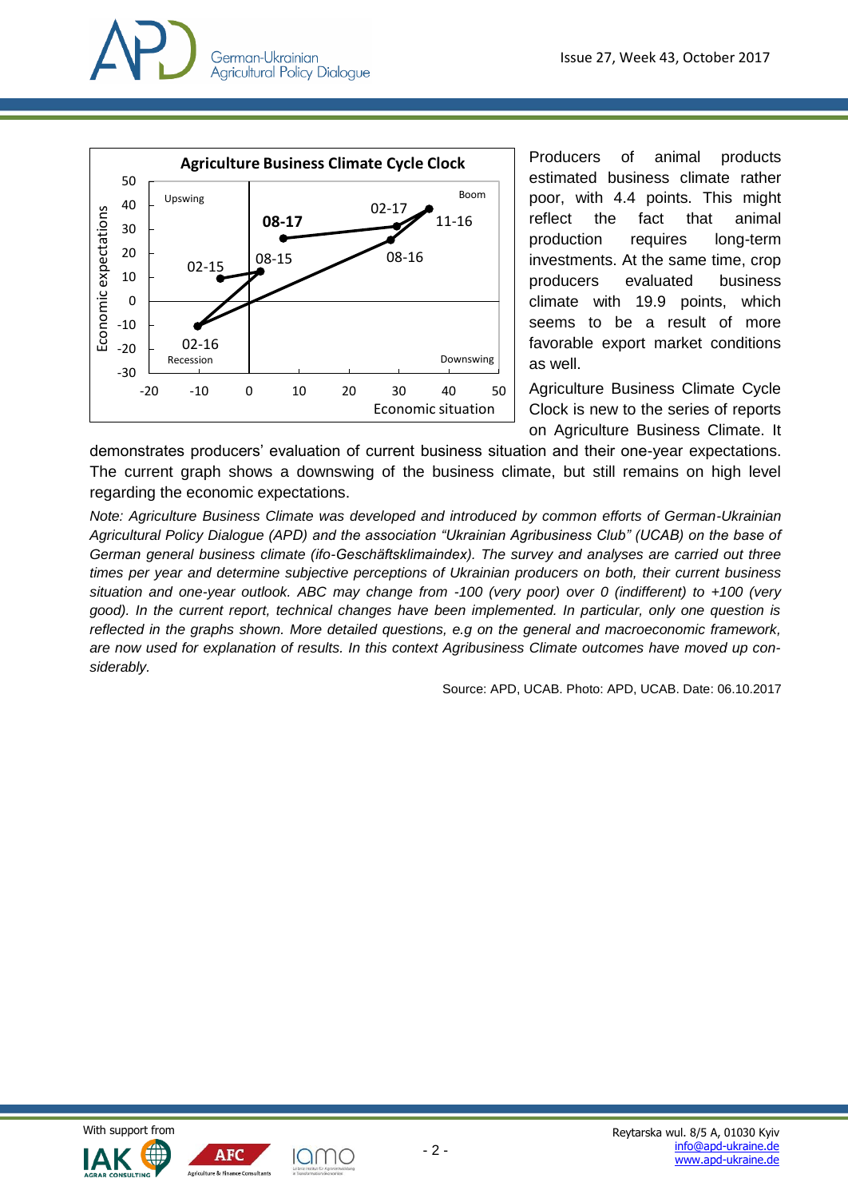**Agriculture Business Climate Cycle Clock**

Economic expectations

50
40
30
20
10
0
-10
-20
-30

Upswing

Boom

Recession

Downswing

02-17
08-17
11-16
08-15
08-16
02-15
02-16

-20 -10 0 10 20 30 40 50

Economic situation

Producers of animal products estimated business climate rather poor, with 4.4 points. This might reflect the fact that animal production requires long-term investments. At the same time, crop producers evaluated business climate with 19.9 points, which seems to be a result of more favorable export market conditions as well.

Agriculture Business Climate Cycle Clock is new to the series of reports on Agriculture Business Climate. It demonstrates producers' evaluation of current business situation and their one-year expectations. The current graph shows a downswing of the business climate, but still remains on high level regarding the economic expectations.

*Note: Agriculture Business Climate was developed and introduced by common efforts of German-Ukrainian Agricultural Policy Dialogue (APD) and the association "Ukrainian Agribusiness Club" (UCAB) on the base of German general business climate (ifo-Geschäftsklimaindex). The survey and analyses are carried out three times per year and determine subjective perceptions of Ukrainian producers on both, their current business situation and one-year outlook. ABC may change from -100 (very poor) over 0 (indifferent) to +100 (very good). In the current report, technical changes have been implemented. In particular, only one question is reflected in the graphs shown. More detailed questions, e.g on the general and macroeconomic framework, are now used for explanation of results. In this context Agribusiness Climate outcomes have moved up considerably.*

Source: APD, UCAB. Photo: APD, UCAB. Date: 06.10.2017

With support from

Reytarska wul. 8/5 A, 01030 Kyiv
info@apd-ukraine.de
www.apd-ukraine.de